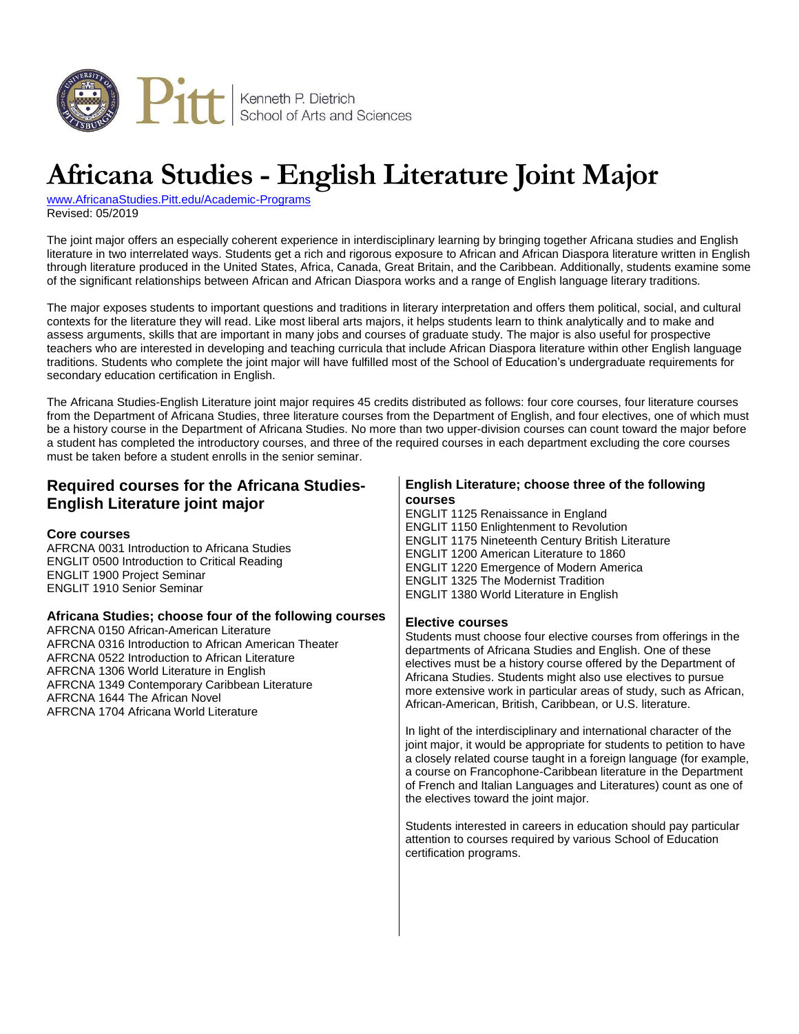Kenneth P. Dietrich School of Arts and Sciences

# Africana Studies - English Literature Joint Major

www.AfricanaStudies.Pitt.edu/Academic-Programs
Revised: 05/2019

The joint major offers an especially coherent experience in interdisciplinary learning by bringing together Africana studies and English literature in two interrelated ways. Students get a rich and rigorous exposure to African and African Diaspora literature written in English through literature produced in the United States, Africa, Canada, Great Britain, and the Caribbean. Additionally, students examine some of the significant relationships between African and African Diaspora works and a range of English language literary traditions.

The major exposes students to important questions and traditions in literary interpretation and offers them political, social, and cultural contexts for the literature they will read. Like most liberal arts majors, it helps students learn to think analytically and to make and assess arguments, skills that are important in many jobs and courses of graduate study. The major is also useful for prospective teachers who are interested in developing and teaching curricula that include African Diaspora literature within other English language traditions. Students who complete the joint major will have fulfilled most of the School of Education's undergraduate requirements for secondary education certification in English.

The Africana Studies-English Literature joint major requires 45 credits distributed as follows: four core courses, four literature courses from the Department of Africana Studies, three literature courses from the Department of English, and four electives, one of which must be a history course in the Department of Africana Studies. No more than two upper-division courses can count toward the major before a student has completed the introductory courses, and three of the required courses in each department excluding the core courses must be taken before a student enrolls in the senior seminar.

## Required courses for the Africana Studies-English Literature joint major

### Core courses

AFRCNA 0031 Introduction to Africana Studies
ENGLIT 0500 Introduction to Critical Reading
ENGLIT 1900 Project Seminar
ENGLIT 1910 Senior Seminar

### Africana Studies; choose four of the following courses

AFRCNA 0150 African-American Literature
AFRCNA 0316 Introduction to African American Theater
AFRCNA 0522 Introduction to African Literature
AFRCNA 1306 World Literature in English
AFRCNA 1349 Contemporary Caribbean Literature
AFRCNA 1644 The African Novel
AFRCNA 1704 Africana World Literature

### English Literature; choose three of the following courses

ENGLIT 1125 Renaissance in England
ENGLIT 1150 Enlightenment to Revolution
ENGLIT 1175 Nineteenth Century British Literature
ENGLIT 1200 American Literature to 1860
ENGLIT 1220 Emergence of Modern America
ENGLIT 1325 The Modernist Tradition
ENGLIT 1380 World Literature in English

### Elective courses

Students must choose four elective courses from offerings in the departments of Africana Studies and English. One of these electives must be a history course offered by the Department of Africana Studies. Students might also use electives to pursue more extensive work in particular areas of study, such as African, African-American, British, Caribbean, or U.S. literature.

In light of the interdisciplinary and international character of the joint major, it would be appropriate for students to petition to have a closely related course taught in a foreign language (for example, a course on Francophone-Caribbean literature in the Department of French and Italian Languages and Literatures) count as one of the electives toward the joint major.

Students interested in careers in education should pay particular attention to courses required by various School of Education certification programs.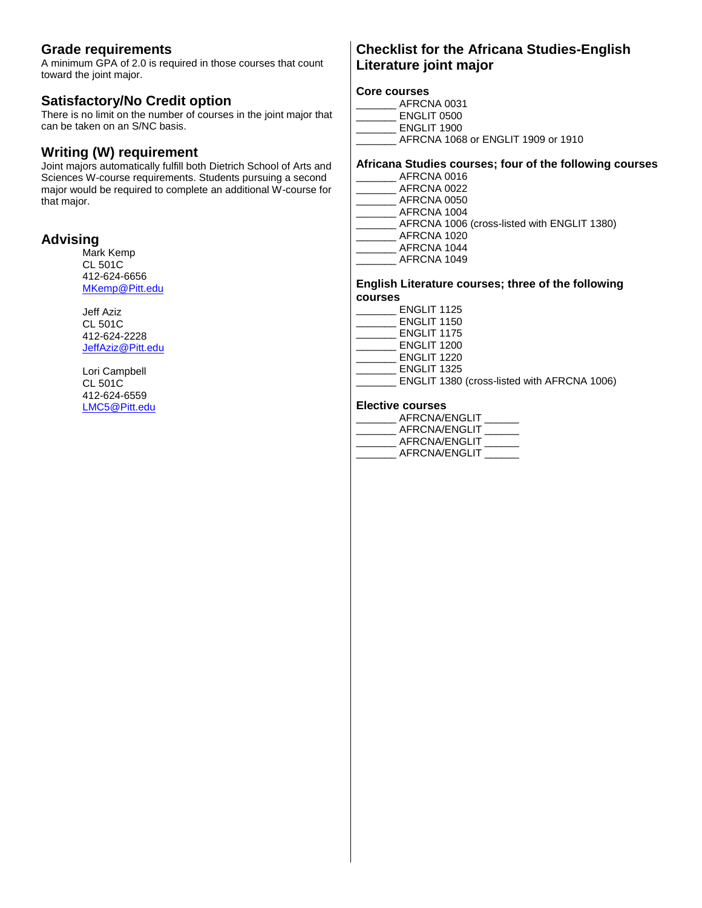## Grade requirements

A minimum GPA of 2.0 is required in those courses that count toward the joint major.

## Satisfactory/No Credit option

There is no limit on the number of courses in the joint major that can be taken on an S/NC basis.

## Writing (W) requirement

Joint majors automatically fulfill both Dietrich School of Arts and Sciences W-course requirements. Students pursuing a second major would be required to complete an additional W-course for that major.

## Advising

Mark Kemp
CL 501C
412-624-6656
MKemp@Pitt.edu

Jeff Aziz
CL 501C
412-624-2228
JeffAziz@Pitt.edu

Lori Campbell
CL 501C
412-624-6559
LMC5@Pitt.edu

## Checklist for the Africana Studies-English Literature joint major

### Core courses

_______ AFRCNA 0031
_______ ENGLIT 0500
_______ ENGLIT 1900
_______ AFRCNA 1068 or ENGLIT 1909 or 1910

### Africana Studies courses; four of the following courses

_______ AFRCNA 0016
_______ AFRCNA 0022
_______ AFRCNA 0050
_______ AFRCNA 1004
_______ AFRCNA 1006 (cross-listed with ENGLIT 1380)
_______ AFRCNA 1020
_______ AFRCNA 1044
_______ AFRCNA 1049

### English Literature courses; three of the following courses

_______ ENGLIT 1125
_______ ENGLIT 1150
_______ ENGLIT 1175
_______ ENGLIT 1200
_______ ENGLIT 1220
_______ ENGLIT 1325
_______ ENGLIT 1380 (cross-listed with AFRCNA 1006)

### Elective courses

_______ AFRCNA/ENGLIT ______
_______ AFRCNA/ENGLIT ______
_______ AFRCNA/ENGLIT ______
_______ AFRCNA/ENGLIT ______